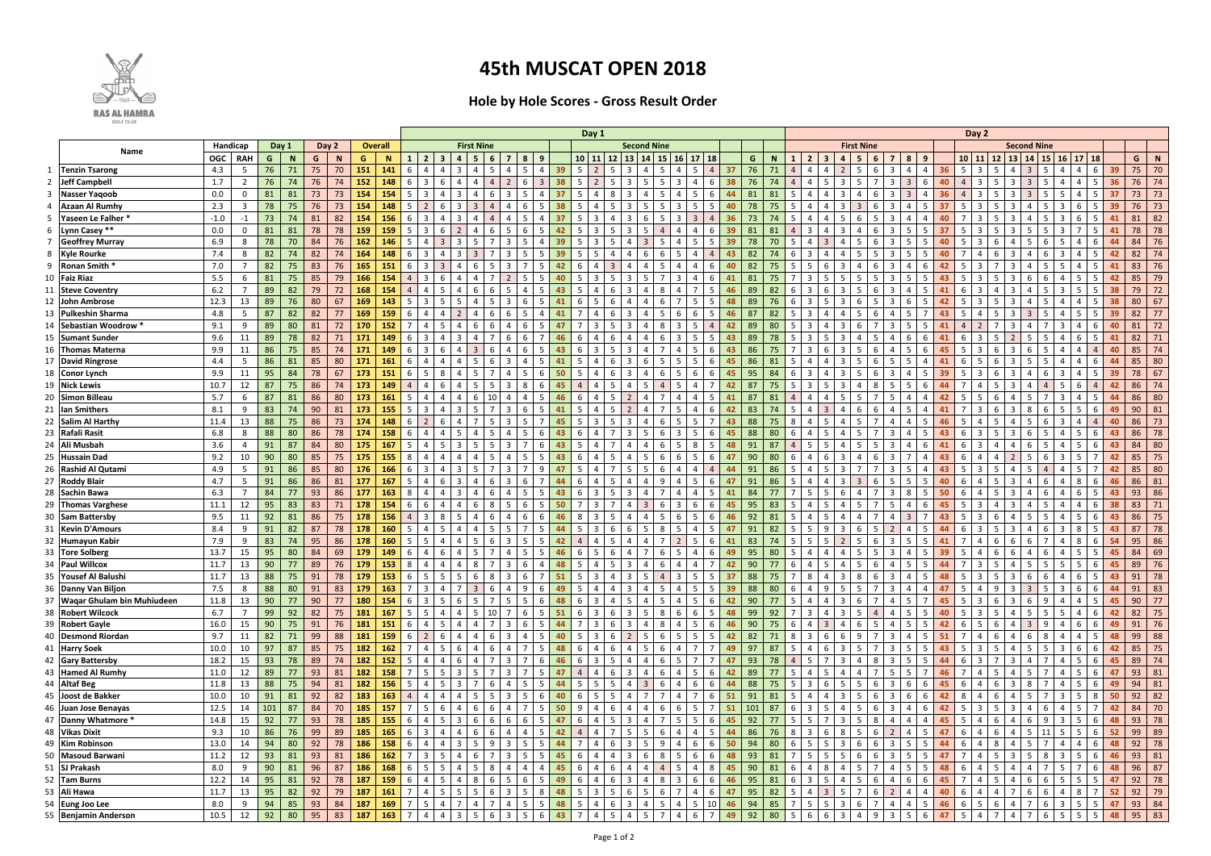# 45th MUSCAT OPEN 2018

### Hole by Hole Scores - Gross Result Order

| | Name | Handicap | | Day 1 | | Day 2 | | Overall | | Day 1 | | | | | | | | | | | | | | | | | | | | | | Day 2 | | | | | | | | | | | | | | | | | | | | | |
|---|---|---|---|---|---|---|---|---|---|---|---|---|---|---|---|---|---|---|---|---|---|---|---|---|---|---|---|---|---|---|---|---|---|---|---|---|---|---|---|---|---|---|---|---|---|---|---|---|---|---|---|---|---|
| | | | | | | | | | | First Nine | | | | | | | | | | Second Nine | | | | | | | | | | | | First Nine | | | | | | | | | | Second Nine | | | | | | | | | | | |
| | | OGC | RAH | G | N | G | N | G | N | 1 | 2 | 3 | 4 | 5 | 6 | 7 | 8 | 9 | | 10 | 11 | 12 | 13 | 14 | 15 | 16 | 17 | 18 | | G | N | 1 | 2 | 3 | 4 | 5 | 6 | 7 | 8 | 9 | | 10 | 11 | 12 | 13 | 14 | 15 | 16 | 17 | 18 | | G | N |
| 1 | Tenzin Tsarong | 4.3 | 5 | 76 | 71 | 75 | 70 | 151 | 141 | 6 | 4 | 4 | 3 | 4 | 5 | 4 | 5 | 4 | 39 | 5 | 2 | 5 | 3 | 4 | 5 | 4 | 5 | 4 | 37 | 76 | 71 | 4 | 4 | 4 | 2 | 5 | 6 | 3 | 4 | 4 | 36 | 5 | 3 | 5 | 4 | 3 | 5 | 4 | 4 | 6 | 39 | 75 | 70 |
| 2 | Jeff Campbell | 1.7 | 2 | 76 | 74 | 76 | 74 | 152 | 148 | 6 | 3 | 6 | 4 | 4 | 4 | 2 | 6 | 3 | 38 | 5 | 2 | 5 | 3 | 5 | 5 | 3 | 4 | 6 | 38 | 76 | 74 | 4 | 4 | 5 | 3 | 5 | 7 | 3 | 3 | 6 | 40 | 4 | 3 | 5 | 3 | 3 | 5 | 4 | 4 | 5 | 36 | 76 | 74 |
| 3 | Nasser Yaqoob | 0.0 | 0 | 81 | 81 | 73 | 73 | 154 | 154 | 5 | 3 | 4 | 3 | 4 | 6 | 3 | 5 | 4 | 37 | 5 | 4 | 8 | 3 | 4 | 5 | 4 | 5 | 6 | 44 | 81 | 81 | 5 | 4 | 4 | 3 | 4 | 6 | 3 | 3 | 4 | 36 | 4 | 3 | 5 | 3 | 3 | 5 | 5 | 4 | 5 | 37 | 73 | 73 |
| 4 | Azaan Al Rumhy | 2.3 | 3 | 78 | 75 | 76 | 73 | 154 | 148 | 5 | 2 | 6 | 3 | 3 | 4 | 4 | 6 | 5 | 38 | 5 | 4 | 5 | 3 | 5 | 5 | 3 | 5 | 5 | 40 | 78 | 75 | 5 | 4 | 4 | 3 | 3 | 6 | 3 | 4 | 5 | 37 | 5 | 3 | 5 | 3 | 4 | 5 | 3 | 6 | 5 | 39 | 76 | 73 |
| 5 | Yaseen Le Falher * | -1.0 | -1 | 73 | 74 | 81 | 82 | 154 | 156 | 6 | 3 | 4 | 3 | 4 | 4 | 4 | 5 | 4 | 37 | 5 | 3 | 4 | 3 | 6 | 5 | 3 | 3 | 4 | 36 | 73 | 74 | 5 | 4 | 4 | 5 | 6 | 5 | 3 | 4 | 4 | 40 | 7 | 3 | 5 | 3 | 4 | 5 | 3 | 6 | 5 | 41 | 81 | 82 |
| 6 | Lynn Casey ** | 0.0 | 0 | 81 | 81 | 78 | 78 | 159 | 159 | 5 | 3 | 6 | 2 | 4 | 6 | 5 | 6 | 5 | 42 | 5 | 3 | 5 | 3 | 5 | 4 | 4 | 4 | 6 | 39 | 81 | 81 | 4 | 3 | 4 | 3 | 4 | 6 | 3 | 5 | 5 | 37 | 5 | 3 | 5 | 3 | 5 | 5 | 3 | 7 | 5 | 41 | 78 | 78 |
| 7 | Geoffrey Murray | 6.9 | 8 | 78 | 70 | 84 | 76 | 162 | 146 | 5 | 4 | 3 | 3 | 5 | 7 | 3 | 5 | 4 | 39 | 5 | 3 | 5 | 4 | 3 | 5 | 4 | 5 | 5 | 39 | 78 | 70 | 5 | 4 | 3 | 4 | 5 | 6 | 3 | 5 | 5 | 40 | 5 | 3 | 6 | 4 | 5 | 6 | 5 | 4 | 6 | 44 | 84 | 76 |
| 8 | Kyle Rourke | 7.4 | 8 | 82 | 74 | 82 | 74 | 164 | 148 | 6 | 3 | 4 | 3 | 3 | 7 | 3 | 5 | 5 | 39 | 5 | 5 | 4 | 4 | 6 | 6 | 5 | 4 | 4 | 43 | 82 | 74 | 6 | 3 | 4 | 4 | 5 | 5 | 3 | 5 | 5 | 40 | 7 | 4 | 6 | 3 | 4 | 6 | 3 | 4 | 5 | 42 | 82 | 74 |
| 9 | Ronan Smith * | 7.0 | 7 | 82 | 75 | 83 | 76 | 165 | 151 | 6 | 3 | 3 | 4 | 6 | 5 | 3 | 7 | 5 | 42 | 6 | 4 | 3 | 4 | 4 | 5 | 4 | 4 | 6 | 40 | 82 | 75 | 5 | 5 | 6 | 3 | 4 | 6 | 3 | 4 | 6 | 42 | 5 | 3 | 7 | 3 | 4 | 5 | 5 | 4 | 5 | 41 | 83 | 76 |
| 10 | Faiz Riaz | 5.5 | 6 | 81 | 75 | 85 | 79 | 166 | 154 | 4 | 3 | 6 | 4 | 4 | 7 | 2 | 5 | 5 | 40 | 5 | 3 | 5 | 3 | 5 | 7 | 3 | 4 | 6 | 41 | 81 | 75 | 7 | 3 | 5 | 5 | 5 | 5 | 3 | 5 | 5 | 43 | 5 | 3 | 5 | 3 | 6 | 6 | 4 | 5 | 5 | 42 | 85 | 79 |
| 11 | Steve Coventry | 6.2 | 7 | 89 | 82 | 79 | 72 | 168 | 154 | 4 | 4 | 5 | 4 | 6 | 6 | 5 | 4 | 5 | 43 | 5 | 4 | 6 | 3 | 4 | 8 | 4 | 7 | 5 | 46 | 89 | 82 | 6 | 3 | 6 | 3 | 5 | 6 | 3 | 4 | 5 | 41 | 6 | 3 | 4 | 3 | 4 | 5 | 3 | 5 | 5 | 38 | 79 | 72 |
| 12 | John Ambrose | 12.3 | 13 | 89 | 76 | 80 | 67 | 169 | 143 | 5 | 3 | 5 | 5 | 4 | 5 | 3 | 6 | 5 | 41 | 6 | 5 | 6 | 4 | 4 | 6 | 7 | 5 | 5 | 48 | 89 | 76 | 6 | 3 | 5 | 3 | 6 | 5 | 3 | 6 | 5 | 42 | 5 | 3 | 5 | 3 | 4 | 5 | 4 | 4 | 5 | 38 | 80 | 67 |
| 13 | Pulkeshin Sharma | 4.8 | 5 | 87 | 82 | 82 | 77 | 169 | 159 | 6 | 4 | 4 | 2 | 4 | 6 | 6 | 5 | 4 | 41 | 7 | 4 | 6 | 3 | 4 | 5 | 6 | 6 | 5 | 46 | 87 | 82 | 5 | 3 | 4 | 4 | 5 | 6 | 4 | 5 | 7 | 43 | 5 | 4 | 5 | 3 | 3 | 5 | 4 | 5 | 5 | 39 | 82 | 77 |
| 14 | Sebastian Woodrow * | 9.1 | 9 | 89 | 80 | 81 | 72 | 170 | 152 | 7 | 4 | 5 | 4 | 6 | 6 | 4 | 6 | 5 | 47 | 7 | 3 | 5 | 3 | 4 | 8 | 3 | 5 | 4 | 42 | 89 | 80 | 5 | 3 | 4 | 3 | 6 | 7 | 3 | 5 | 5 | 41 | 4 | 2 | 7 | 3 | 4 | 7 | 3 | 4 | 6 | 40 | 81 | 72 |
| 15 | Sumant Sunder | 9.6 | 11 | 89 | 78 | 82 | 71 | 171 | 149 | 6 | 3 | 4 | 3 | 4 | 7 | 6 | 6 | 7 | 46 | 6 | 4 | 6 | 4 | 4 | 6 | 3 | 5 | 5 | 43 | 89 | 78 | 5 | 3 | 5 | 3 | 4 | 5 | 4 | 6 | 6 | 41 | 6 | 3 | 5 | 2 | 5 | 5 | 4 | 6 | 5 | 41 | 82 | 71 |
| 16 | Thomas Materna | 9.9 | 11 | 86 | 75 | 85 | 74 | 171 | 149 | 6 | 3 | 6 | 4 | 3 | 6 | 4 | 6 | 5 | 43 | 6 | 3 | 5 | 3 | 4 | 7 | 4 | 5 | 6 | 43 | 86 | 75 | 7 | 3 | 6 | 3 | 5 | 6 | 4 | 5 | 6 | 45 | 5 | 3 | 6 | 3 | 6 | 5 | 4 | 4 | 4 | 40 | 85 | 74 |
| 17 | David Ringrose | 4.4 | 5 | 86 | 81 | 85 | 80 | 171 | 161 | 6 | 5 | 4 | 4 | 5 | 6 | 3 | 4 | 5 | 41 | 5 | 4 | 6 | 3 | 6 | 5 | 5 | 5 | 6 | 45 | 86 | 81 | 5 | 4 | 4 | 3 | 5 | 6 | 5 | 5 | 4 | 41 | 6 | 5 | 6 | 3 | 5 | 5 | 4 | 4 | 6 | 44 | 85 | 80 |
| 18 | Conor Lynch | 9.9 | 11 | 95 | 84 | 78 | 67 | 173 | 151 | 6 | 5 | 8 | 4 | 5 | 7 | 4 | 5 | 6 | 50 | 5 | 4 | 6 | 3 | 4 | 6 | 5 | 6 | 6 | 45 | 95 | 84 | 6 | 3 | 4 | 3 | 5 | 6 | 3 | 4 | 5 | 39 | 5 | 3 | 6 | 3 | 4 | 6 | 3 | 4 | 5 | 39 | 78 | 67 |
| 19 | Nick Lewis | 10.7 | 12 | 87 | 75 | 86 | 74 | 173 | 149 | 4 | 4 | 6 | 4 | 5 | 5 | 3 | 8 | 6 | 45 | 4 | 4 | 5 | 4 | 5 | 4 | 5 | 4 | 7 | 42 | 87 | 75 | 5 | 3 | 5 | 3 | 4 | 8 | 5 | 5 | 6 | 44 | 7 | 4 | 5 | 3 | 4 | 4 | 5 | 6 | 4 | 42 | 86 | 74 |
| 20 | Simon Billeau | 5.7 | 6 | 87 | 81 | 86 | 80 | 173 | 161 | 5 | 4 | 4 | 4 | 6 | 10 | 4 | 4 | 5 | 46 | 6 | 4 | 5 | 2 | 4 | 7 | 4 | 4 | 5 | 41 | 87 | 81 | 4 | 4 | 4 | 5 | 5 | 7 | 5 | 4 | 4 | 42 | 5 | 5 | 6 | 4 | 5 | 7 | 3 | 4 | 5 | 44 | 86 | 80 |
| 21 | Ian Smithers | 8.1 | 9 | 83 | 74 | 90 | 81 | 173 | 155 | 5 | 3 | 4 | 3 | 5 | 7 | 3 | 6 | 5 | 41 | 5 | 4 | 5 | 2 | 4 | 7 | 5 | 4 | 6 | 42 | 83 | 74 | 5 | 4 | 3 | 4 | 6 | 6 | 4 | 5 | 4 | 41 | 7 | 3 | 6 | 3 | 8 | 6 | 5 | 5 | 6 | 49 | 90 | 81 |
| 22 | Salim Al Harthy | 11.4 | 13 | 88 | 75 | 86 | 73 | 174 | 148 | 6 | 2 | 6 | 4 | 7 | 5 | 3 | 5 | 7 | 45 | 5 | 3 | 5 | 3 | 4 | 6 | 5 | 5 | 7 | 43 | 88 | 75 | 8 | 4 | 5 | 4 | 5 | 7 | 4 | 4 | 5 | 46 | 5 | 4 | 5 | 4 | 5 | 6 | 3 | 4 | 4 | 40 | 86 | 73 |
| 23 | Rafali Rasit | 6.8 | 8 | 88 | 80 | 86 | 78 | 174 | 158 | 6 | 4 | 4 | 5 | 4 | 5 | 4 | 5 | 6 | 43 | 6 | 4 | 7 | 3 | 5 | 6 | 3 | 5 | 6 | 45 | 88 | 80 | 6 | 4 | 5 | 4 | 5 | 7 | 3 | 4 | 5 | 43 | 6 | 3 | 5 | 3 | 6 | 5 | 4 | 5 | 6 | 43 | 86 | 78 |
| 24 | Ali Musbah | 3.6 | 4 | 91 | 87 | 84 | 80 | 175 | 167 | 5 | 4 | 5 | 3 | 5 | 5 | 3 | 7 | 6 | 43 | 5 | 4 | 7 | 4 | 4 | 6 | 5 | 8 | 5 | 48 | 91 | 87 | 4 | 5 | 5 | 4 | 5 | 5 | 3 | 4 | 6 | 41 | 6 | 3 | 4 | 4 | 6 | 5 | 4 | 5 | 6 | 43 | 84 | 80 |
| 25 | Hussain Dad | 9.2 | 10 | 90 | 80 | 85 | 75 | 175 | 155 | 8 | 4 | 4 | 4 | 4 | 5 | 4 | 5 | 5 | 43 | 6 | 4 | 5 | 4 | 6 | 5 | 6 | 5 | 6 | 47 | 90 | 80 | 6 | 4 | 6 | 3 | 4 | 6 | 3 | 7 | 4 | 43 | 6 | 4 | 4 | 2 | 5 | 6 | 3 | 5 | 7 | 42 | 85 | 75 |
| 26 | Rashid Al Qutami | 4.9 | 5 | 91 | 86 | 85 | 80 | 176 | 166 | 6 | 3 | 4 | 3 | 5 | 7 | 3 | 7 | 9 | 47 | 5 | 4 | 7 | 5 | 5 | 6 | 4 | 4 | 4 | 44 | 91 | 86 | 5 | 4 | 5 | 3 | 7 | 7 | 3 | 5 | 4 | 43 | 5 | 3 | 5 | 4 | 5 | 4 | 4 | 5 | 7 | 42 | 85 | 80 |
| 27 | Roddy Blair | 4.7 | 5 | 91 | 86 | 86 | 81 | 177 | 167 | 5 | 4 | 6 | 3 | 4 | 6 | 3 | 6 | 7 | 44 | 6 | 4 | 5 | 4 | 4 | 9 | 4 | 5 | 6 | 47 | 91 | 86 | 5 | 4 | 4 | 3 | 3 | 6 | 5 | 5 | 5 | 40 | 6 | 4 | 5 | 3 | 4 | 6 | 4 | 8 | 6 | 46 | 86 | 81 |
| 28 | Sachin Bawa | 6.3 | 7 | 84 | 77 | 93 | 86 | 177 | 163 | 8 | 4 | 4 | 3 | 4 | 6 | 4 | 5 | 5 | 43 | 6 | 3 | 5 | 3 | 4 | 7 | 4 | 4 | 5 | 41 | 84 | 77 | 7 | 5 | 5 | 6 | 4 | 7 | 3 | 8 | 5 | 50 | 6 | 4 | 5 | 3 | 4 | 6 | 4 | 6 | 5 | 43 | 93 | 86 |
| 29 | Thomas Varghese | 11.1 | 12 | 95 | 83 | 83 | 71 | 178 | 154 | 6 | 6 | 4 | 4 | 6 | 8 | 5 | 6 | 5 | 50 | 7 | 3 | 7 | 4 | 3 | 6 | 3 | 6 | 6 | 45 | 95 | 83 | 5 | 4 | 5 | 4 | 5 | 7 | 5 | 4 | 6 | 45 | 5 | 3 | 4 | 3 | 4 | 5 | 4 | 4 | 6 | 38 | 83 | 71 |
| 30 | Sam Battersby | 9.5 | 11 | 92 | 81 | 86 | 75 | 178 | 156 | 4 | 3 | 8 | 5 | 4 | 6 | 4 | 6 | 6 | 46 | 8 | 3 | 5 | 4 | 4 | 5 | 6 | 5 | 6 | 46 | 92 | 81 | 5 | 4 | 5 | 4 | 4 | 7 | 4 | 3 | 7 | 43 | 5 | 3 | 6 | 4 | 5 | 5 | 4 | 5 | 6 | 43 | 86 | 75 |
| 31 | Kevin D'Amours | 8.4 | 9 | 91 | 82 | 87 | 78 | 178 | 160 | 5 | 4 | 5 | 4 | 4 | 5 | 5 | 7 | 5 | 44 | 5 | 3 | 6 | 6 | 5 | 8 | 5 | 4 | 5 | 47 | 91 | 82 | 5 | 5 | 9 | 3 | 6 | 5 | 2 | 4 | 5 | 44 | 6 | 3 | 5 | 3 | 4 | 6 | 3 | 8 | 5 | 43 | 87 | 78 |
| 32 | Humayun Kabir | 7.9 | 9 | 83 | 74 | 95 | 86 | 178 | 160 | 5 | 5 | 4 | 4 | 5 | 6 | 3 | 5 | 5 | 42 | 4 | 4 | 5 | 4 | 4 | 7 | 2 | 5 | 6 | 41 | 83 | 74 | 5 | 5 | 2 | 5 | 6 | 3 | 5 | 5 | 5 | 41 | 7 | 4 | 6 | 6 | 6 | 7 | 4 | 8 | 6 | 54 | 95 | 86 |
| 33 | Tore Solberg | 13.7 | 15 | 95 | 80 | 84 | 69 | 179 | 149 | 6 | 4 | 6 | 4 | 5 | 7 | 4 | 5 | 5 | 46 | 6 | 5 | 6 | 4 | 7 | 6 | 5 | 4 | 6 | 49 | 95 | 80 | 5 | 4 | 4 | 4 | 5 | 5 | 3 | 4 | 5 | 39 | 5 | 4 | 6 | 6 | 4 | 6 | 4 | 5 | 5 | 45 | 84 | 69 |
| 34 | Paul Willcox | 11.7 | 13 | 90 | 77 | 89 | 76 | 179 | 153 | 8 | 4 | 4 | 4 | 8 | 7 | 3 | 6 | 4 | 48 | 5 | 4 | 5 | 3 | 4 | 6 | 4 | 4 | 7 | 42 | 90 | 77 | 6 | 4 | 5 | 4 | 5 | 6 | 4 | 5 | 5 | 44 | 7 | 3 | 5 | 4 | 5 | 5 | 5 | 5 | 6 | 45 | 89 | 76 |
| 35 | Yousef Al Balushi | 11.7 | 13 | 88 | 75 | 91 | 78 | 179 | 153 | 6 | 5 | 5 | 5 | 6 | 8 | 3 | 6 | 7 | 51 | 5 | 3 | 4 | 3 | 5 | 4 | 3 | 5 | 5 | 37 | 88 | 75 | 7 | 8 | 4 | 3 | 8 | 6 | 3 | 4 | 5 | 48 | 5 | 3 | 5 | 3 | 6 | 6 | 4 | 6 | 5 | 43 | 91 | 78 |
| 36 | Danny Van Biljon | 7.5 | 8 | 88 | 80 | 91 | 83 | 179 | 163 | 7 | 3 | 4 | 7 | 3 | 6 | 4 | 9 | 6 | 49 | 5 | 4 | 4 | 3 | 4 | 5 | 4 | 5 | 5 | 39 | 88 | 80 | 6 | 4 | 9 | 5 | 5 | 7 | 3 | 4 | 4 | 47 | 5 | 4 | 9 | 3 | 3 | 5 | 3 | 6 | 6 | 44 | 91 | 83 |
| 37 | Waqar Ghulam bin Muhiudeen | 11.8 | 13 | 90 | 77 | 90 | 77 | 180 | 154 | 6 | 3 | 5 | 6 | 5 | 7 | 5 | 5 | 6 | 48 | 6 | 3 | 4 | 5 | 4 | 5 | 4 | 5 | 6 | 42 | 90 | 77 | 5 | 4 | 4 | 3 | 6 | 7 | 4 | 5 | 7 | 45 | 5 | 3 | 6 | 3 | 6 | 9 | 4 | 4 | 5 | 45 | 90 | 77 |
| 38 | Robert Wilcock | 6.7 | 7 | 99 | 92 | 82 | 75 | 181 | 167 | 5 | 5 | 4 | 4 | 5 | 10 | 7 | 6 | 5 | 51 | 6 | 3 | 6 | 3 | 5 | 8 | 6 | 6 | 5 | 48 | 99 | 92 | 7 | 3 | 4 | 3 | 5 | 4 | 4 | 5 | 5 | 40 | 5 | 3 | 5 | 4 | 5 | 5 | 5 | 4 | 6 | 42 | 82 | 75 |
| 39 | Robert Gayle | 16.0 | 15 | 90 | 75 | 91 | 76 | 181 | 151 | 6 | 4 | 5 | 4 | 4 | 7 | 3 | 6 | 5 | 44 | 7 | 3 | 6 | 3 | 4 | 8 | 4 | 5 | 6 | 46 | 90 | 75 | 6 | 4 | 3 | 4 | 6 | 5 | 4 | 5 | 5 | 42 | 6 | 5 | 6 | 4 | 3 | 9 | 4 | 6 | 6 | 49 | 91 | 76 |
| 40 | Desmond Riordan | 9.7 | 11 | 82 | 71 | 99 | 88 | 181 | 159 | 6 | 2 | 6 | 4 | 4 | 6 | 3 | 4 | 5 | 40 | 5 | 3 | 6 | 2 | 5 | 6 | 5 | 5 | 5 | 42 | 82 | 71 | 8 | 3 | 6 | 6 | 9 | 7 | 3 | 4 | 5 | 51 | 7 | 4 | 6 | 4 | 6 | 8 | 4 | 4 | 5 | 48 | 99 | 88 |
| 41 | Harry Soek | 10.0 | 10 | 97 | 87 | 85 | 75 | 182 | 162 | 7 | 4 | 5 | 6 | 4 | 6 | 4 | 7 | 5 | 48 | 6 | 4 | 6 | 4 | 5 | 6 | 4 | 7 | 7 | 49 | 97 | 87 | 5 | 4 | 6 | 3 | 5 | 7 | 3 | 5 | 5 | 43 | 5 | 3 | 5 | 4 | 5 | 5 | 3 | 6 | 6 | 42 | 85 | 75 |
| 42 | Gary Battersby | 18.2 | 15 | 93 | 78 | 89 | 74 | 182 | 152 | 5 | 4 | 4 | 6 | 4 | 7 | 3 | 7 | 6 | 46 | 6 | 3 | 5 | 4 | 4 | 6 | 5 | 7 | 7 | 47 | 93 | 78 | 4 | 5 | 7 | 3 | 4 | 8 | 3 | 5 | 5 | 44 | 6 | 3 | 7 | 3 | 4 | 7 | 4 | 5 | 6 | 45 | 89 | 74 |
| 43 | Hamed Al Rumhy | 11.0 | 12 | 89 | 77 | 93 | 81 | 182 | 158 | 7 | 5 | 5 | 3 | 5 | 7 | 3 | 7 | 5 | 47 | 4 | 4 | 6 | 3 | 4 | 6 | 4 | 5 | 6 | 42 | 89 | 77 | 5 | 4 | 5 | 4 | 4 | 7 | 5 | 5 | 7 | 46 | 7 | 4 | 5 | 4 | 5 | 7 | 4 | 5 | 6 | 47 | 93 | 81 |
| 44 | Altaf Beg | 11.8 | 13 | 88 | 75 | 94 | 81 | 182 | 156 | 5 | 4 | 5 | 3 | 7 | 6 | 4 | 5 | 5 | 44 | 5 | 5 | 5 | 4 | 3 | 6 | 4 | 6 | 6 | 44 | 88 | 75 | 5 | 3 | 6 | 5 | 5 | 6 | 3 | 6 | 6 | 45 | 6 | 4 | 6 | 3 | 8 | 7 | 4 | 5 | 6 | 49 | 94 | 81 |
| 45 | Joost de Bakker | 10.0 | 10 | 91 | 81 | 92 | 82 | 183 | 163 | 4 | 4 | 4 | 4 | 5 | 5 | 3 | 5 | 6 | 40 | 6 | 5 | 5 | 4 | 7 | 7 | 4 | 7 | 6 | 51 | 91 | 81 | 5 | 4 | 4 | 3 | 5 | 6 | 3 | 6 | 6 | 42 | 8 | 4 | 6 | 4 | 5 | 7 | 3 | 5 | 8 | 50 | 92 | 82 |
| 46 | Juan Jose Benayas | 12.5 | 14 | 101 | 87 | 84 | 70 | 185 | 157 | 7 | 5 | 6 | 4 | 6 | 6 | 4 | 7 | 5 | 50 | 9 | 4 | 6 | 4 | 4 | 6 | 6 | 5 | 7 | 51 | 101 | 87 | 6 | 3 | 5 | 4 | 5 | 6 | 3 | 4 | 6 | 42 | 5 | 3 | 5 | 3 | 4 | 6 | 4 | 5 | 7 | 42 | 84 | 70 |
| 47 | Danny Whatmore * | 14.8 | 15 | 92 | 77 | 93 | 78 | 185 | 155 | 6 | 4 | 5 | 3 | 6 | 6 | 6 | 6 | 5 | 47 | 6 | 4 | 5 | 3 | 4 | 7 | 5 | 6 | 5 | 45 | 92 | 77 | 5 | 5 | 7 | 3 | 5 | 8 | 4 | 4 | 4 | 45 | 5 | 4 | 6 | 4 | 6 | 9 | 3 | 5 | 6 | 48 | 93 | 78 |
| 48 | Vikas Dixit | 9.3 | 10 | 86 | 76 | 99 | 89 | 185 | 165 | 6 | 3 | 4 | 4 | 6 | 6 | 4 | 4 | 5 | 42 | 4 | 4 | 7 | 5 | 5 | 6 | 4 | 4 | 5 | 44 | 86 | 76 | 8 | 3 | 6 | 8 | 5 | 6 | 2 | 4 | 5 | 47 | 6 | 4 | 6 | 4 | 5 | 11 | 5 | 5 | 6 | 52 | 99 | 89 |
| 49 | Kim Robinson | 13.0 | 14 | 94 | 80 | 92 | 78 | 186 | 158 | 6 | 4 | 4 | 3 | 5 | 9 | 3 | 5 | 5 | 44 | 7 | 4 | 6 | 3 | 5 | 9 | 4 | 6 | 6 | 50 | 94 | 80 | 6 | 5 | 5 | 3 | 6 | 6 | 3 | 5 | 5 | 44 | 6 | 4 | 8 | 4 | 5 | 7 | 4 | 4 | 6 | 48 | 92 | 78 |
| 50 | Masoud Barwani | 11.2 | 12 | 93 | 81 | 93 | 81 | 186 | 162 | 7 | 3 | 5 | 4 | 6 | 7 | 3 | 5 | 5 | 45 | 6 | 4 | 4 | 3 | 6 | 8 | 5 | 6 | 6 | 48 | 93 | 81 | 7 | 5 | 5 | 5 | 6 | 6 | 3 | 5 | 5 | 47 | 7 | 4 | 5 | 3 | 5 | 8 | 3 | 5 | 6 | 46 | 93 | 81 |
| 51 | SJ Prakash | 8.0 | 9 | 90 | 81 | 96 | 87 | 186 | 168 | 6 | 5 | 5 | 4 | 5 | 8 | 4 | 4 | 4 | 45 | 6 | 4 | 6 | 4 | 4 | 4 | 5 | 4 | 8 | 45 | 90 | 81 | 6 | 4 | 8 | 4 | 5 | 7 | 4 | 5 | 5 | 48 | 6 | 4 | 5 | 4 | 4 | 7 | 5 | 7 | 6 | 48 | 96 | 87 |
| 52 | Tam Burns | 12.2 | 14 | 95 | 81 | 92 | 78 | 187 | 159 | 6 | 4 | 5 | 4 | 8 | 6 | 5 | 6 | 5 | 49 | 6 | 4 | 6 | 3 | 4 | 8 | 3 | 6 | 6 | 46 | 95 | 81 | 6 | 3 | 5 | 4 | 5 | 6 | 4 | 6 | 6 | 45 | 7 | 4 | 5 | 4 | 6 | 6 | 5 | 5 | 5 | 47 | 92 | 78 |
| 53 | Ali Hawa | 11.7 | 13 | 95 | 82 | 92 | 79 | 187 | 161 | 7 | 4 | 5 | 5 | 5 | 6 | 3 | 5 | 8 | 48 | 5 | 3 | 5 | 6 | 5 | 6 | 7 | 4 | 6 | 47 | 95 | 82 | 5 | 4 | 3 | 5 | 7 | 6 | 2 | 4 | 4 | 40 | 6 | 4 | 4 | 7 | 6 | 6 | 4 | 8 | 7 | 52 | 92 | 79 |
| 54 | Eung Joo Lee | 8.0 | 9 | 94 | 85 | 93 | 84 | 187 | 169 | 7 | 5 | 4 | 7 | 4 | 7 | 4 | 5 | 5 | 48 | 5 | 4 | 6 | 3 | 4 | 5 | 4 | 5 | 10 | 46 | 94 | 85 | 7 | 5 | 5 | 3 | 6 | 7 | 4 | 4 | 5 | 46 | 6 | 5 | 6 | 4 | 7 | 6 | 3 | 5 | 5 | 47 | 93 | 84 |
| 55 | Benjamin Anderson | 10.5 | 12 | 92 | 80 | 95 | 83 | 187 | 163 | 7 | 4 | 4 | 3 | 5 | 6 | 3 | 5 | 6 | 43 | 7 | 4 | 5 | 4 | 5 | 7 | 4 | 6 | 7 | 49 | 92 | 80 | 5 | 6 | 6 | 3 | 4 | 9 | 3 | 5 | 6 | 47 | 5 | 4 | 7 | 4 | 7 | 6 | 5 | 5 | 5 | 48 | 95 | 83 |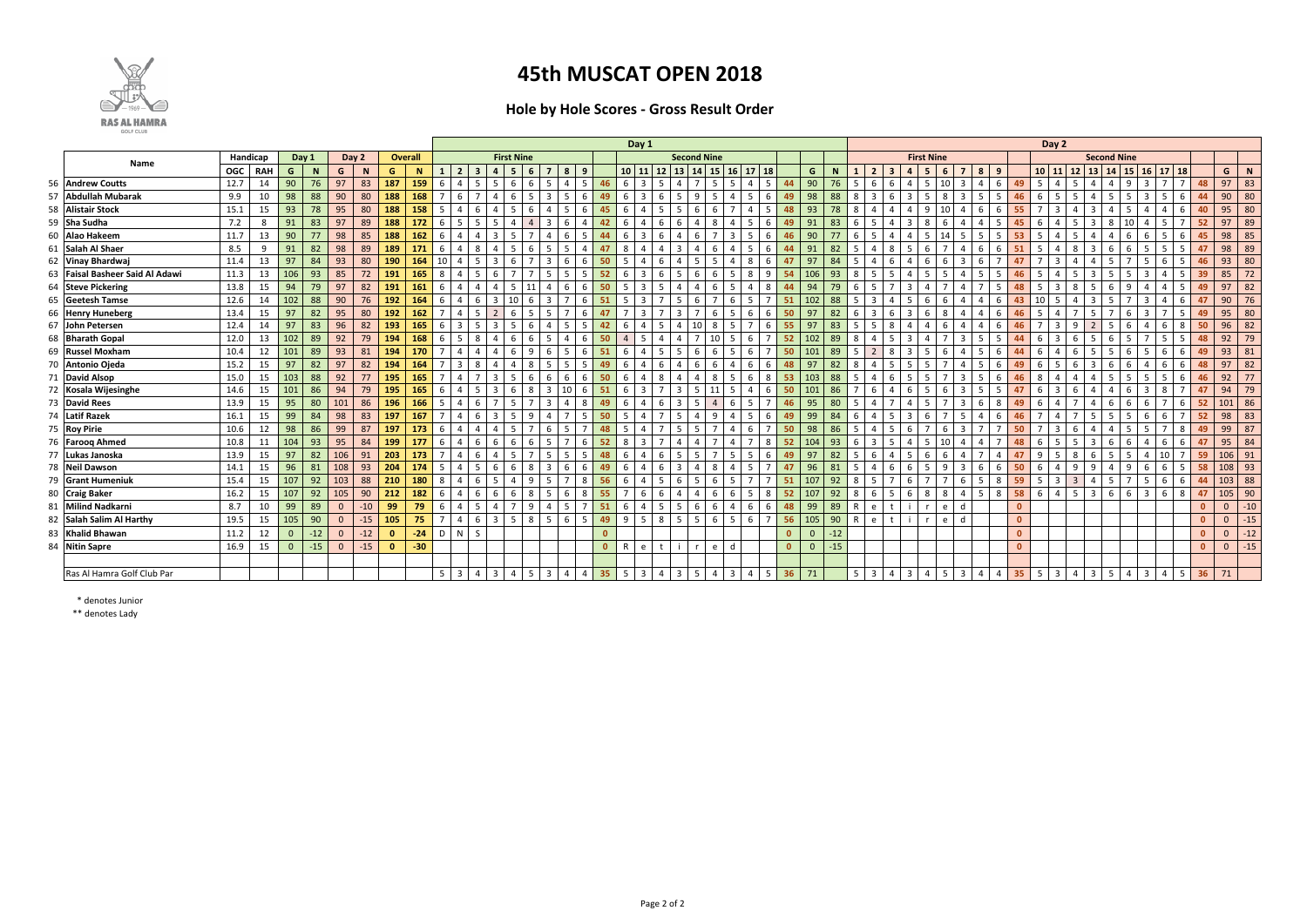# 45th MUSCAT OPEN 2018

## Hole by Hole Scores - Gross Result Order

| | Name | Handicap | | Day 1 | | Day 2 | | Overall | | Day 1 First Nine | | | | | | | | | | Day 1 Second Nine | | | | | | | | | | | | Day 2 First Nine | | | | | | | | | | Day 2 Second Nine | | | | | | | | | | | |
|---|---|---|---|---|---|---|---|---|---|---|---|---|---|---|---|---|---|---|---|---|---|---|---|---|---|---|---|---|---|---|---|---|---|---|---|---|---|---|---|---|---|---|---|---|---|---|---|---|---|---|---|---|---|
| | | OGC | RAH | G | N | G | N | G | N | 1 | 2 | 3 | 4 | 5 | 6 | 7 | 8 | 9 | | 10 | 11 | 12 | 13 | 14 | 15 | 16 | 17 | 18 | | G | N | 1 | 2 | 3 | 4 | 5 | 6 | 7 | 8 | 9 | | 10 | 11 | 12 | 13 | 14 | 15 | 16 | 17 | 18 | | G | N |
| 56 | Andrew Coutts | 12.7 | 14 | 90 | 76 | 97 | 83 | 187 | 159 | 6 | 4 | 5 | 5 | 6 | 6 | 5 | 4 | 5 | 46 | 6 | 3 | 5 | 4 | 7 | 5 | 5 | 4 | 5 | 44 | 90 | 76 | 5 | 6 | 6 | 4 | 5 | 10 | 3 | 4 | 6 | 49 | 5 | 4 | 5 | 4 | 4 | 9 | 3 | 7 | 7 | 48 | 97 | 83 |
| 57 | Abdullah Mubarak | 9.9 | 10 | 98 | 88 | 90 | 80 | 188 | 168 | 7 | 6 | 7 | 4 | 6 | 5 | 3 | 5 | 6 | 49 | 6 | 3 | 6 | 5 | 9 | 5 | 4 | 5 | 6 | 49 | 98 | 88 | 8 | 3 | 6 | 3 | 5 | 8 | 3 | 5 | 5 | 46 | 6 | 5 | 5 | 4 | 5 | 5 | 3 | 5 | 6 | 44 | 90 | 80 |
| 58 | Alistair Stock | 15.1 | 15 | 93 | 78 | 95 | 80 | 188 | 158 | 5 | 4 | 6 | 4 | 5 | 6 | 4 | 5 | 6 | 45 | 6 | 4 | 5 | 5 | 6 | 6 | 7 | 4 | 5 | 48 | 93 | 78 | 8 | 4 | 4 | 4 | 9 | 10 | 4 | 6 | 6 | 55 | 7 | 3 | 4 | 3 | 4 | 5 | 4 | 4 | 6 | 40 | 95 | 80 |
| 59 | Sha Sudha | 7.2 | 8 | 91 | 83 | 97 | 89 | 188 | 172 | 6 | 5 | 5 | 5 | 4 | 4 | 3 | 6 | 4 | 42 | 6 | 4 | 6 | 6 | 4 | 8 | 4 | 5 | 6 | 49 | 91 | 83 | 6 | 5 | 4 | 3 | 8 | 6 | 4 | 4 | 5 | 45 | 6 | 4 | 5 | 3 | 8 | 10 | 4 | 5 | 7 | 52 | 97 | 89 |
| 60 | Alao Hakeem | 11.7 | 13 | 90 | 77 | 98 | 85 | 188 | 162 | 6 | 4 | 4 | 3 | 5 | 7 | 4 | 6 | 5 | 44 | 6 | 3 | 6 | 4 | 6 | 7 | 3 | 5 | 6 | 46 | 90 | 77 | 6 | 5 | 4 | 4 | 5 | 14 | 5 | 5 | 5 | 53 | 5 | 4 | 5 | 4 | 4 | 6 | 6 | 5 | 6 | 45 | 98 | 85 |
| 61 | Salah Al Shaer | 8.5 | 9 | 91 | 82 | 98 | 89 | 189 | 171 | 6 | 4 | 8 | 4 | 5 | 6 | 5 | 5 | 4 | 47 | 8 | 4 | 4 | 3 | 4 | 6 | 4 | 5 | 6 | 44 | 91 | 82 | 5 | 4 | 8 | 5 | 6 | 7 | 4 | 6 | 6 | 51 | 5 | 4 | 8 | 3 | 6 | 6 | 5 | 5 | 5 | 47 | 98 | 89 |
| 62 | Vinay Bhardwaj | 11.4 | 13 | 97 | 84 | 93 | 80 | 190 | 164 | 10 | 4 | 5 | 3 | 6 | 7 | 3 | 6 | 6 | 50 | 5 | 4 | 6 | 4 | 5 | 5 | 4 | 8 | 6 | 47 | 97 | 84 | 5 | 4 | 6 | 4 | 6 | 6 | 3 | 6 | 7 | 47 | 7 | 3 | 4 | 4 | 5 | 7 | 5 | 6 | 5 | 46 | 93 | 80 |
| 63 | Faisal Basheer Said Al Adawi | 11.3 | 13 | 106 | 93 | 85 | 72 | 191 | 165 | 8 | 4 | 5 | 6 | 7 | 7 | 5 | 5 | 5 | 52 | 6 | 3 | 6 | 5 | 6 | 6 | 5 | 8 | 9 | 54 | 106 | 93 | 8 | 5 | 5 | 4 | 5 | 5 | 4 | 5 | 5 | 46 | 5 | 4 | 5 | 3 | 5 | 5 | 3 | 4 | 5 | 39 | 85 | 72 |
| 64 | Steve Pickering | 13.8 | 15 | 94 | 79 | 97 | 82 | 191 | 161 | 6 | 4 | 4 | 4 | 5 | 11 | 4 | 6 | 6 | 50 | 5 | 3 | 5 | 4 | 4 | 6 | 5 | 4 | 8 | 44 | 94 | 79 | 6 | 5 | 7 | 3 | 4 | 7 | 4 | 7 | 5 | 48 | 5 | 3 | 8 | 5 | 6 | 9 | 4 | 4 | 5 | 49 | 97 | 82 |
| 65 | Geetesh Tamse | 12.6 | 14 | 102 | 88 | 90 | 76 | 192 | 164 | 6 | 4 | 6 | 3 | 10 | 6 | 3 | 7 | 6 | 51 | 5 | 3 | 7 | 5 | 6 | 7 | 6 | 5 | 7 | 51 | 102 | 88 | 5 | 3 | 4 | 5 | 6 | 6 | 4 | 4 | 6 | 43 | 10 | 5 | 4 | 3 | 5 | 7 | 3 | 4 | 6 | 47 | 90 | 76 |
| 66 | Henry Huneberg | 13.4 | 15 | 97 | 82 | 95 | 80 | 192 | 162 | 7 | 4 | 5 | 2 | 6 | 5 | 5 | 7 | 6 | 47 | 7 | 3 | 7 | 3 | 7 | 6 | 5 | 6 | 6 | 50 | 97 | 82 | 6 | 3 | 6 | 3 | 6 | 8 | 4 | 4 | 6 | 46 | 5 | 4 | 7 | 5 | 7 | 6 | 3 | 7 | 5 | 49 | 95 | 80 |
| 67 | John Petersen | 12.4 | 14 | 97 | 83 | 96 | 82 | 193 | 165 | 6 | 3 | 5 | 3 | 5 | 6 | 4 | 5 | 5 | 42 | 6 | 4 | 5 | 4 | 10 | 8 | 5 | 7 | 6 | 55 | 97 | 83 | 5 | 5 | 8 | 4 | 4 | 6 | 4 | 4 | 6 | 46 | 7 | 3 | 9 | 2 | 5 | 6 | 4 | 6 | 8 | 50 | 96 | 82 |
| 68 | Bharath Gopal | 12.0 | 13 | 102 | 89 | 92 | 79 | 194 | 168 | 6 | 5 | 8 | 4 | 6 | 6 | 5 | 4 | 6 | 50 | 4 | 5 | 4 | 4 | 7 | 10 | 5 | 6 | 7 | 52 | 102 | 89 | 8 | 4 | 5 | 3 | 4 | 7 | 3 | 5 | 5 | 44 | 6 | 3 | 6 | 5 | 6 | 5 | 7 | 5 | 5 | 48 | 92 | 79 |
| 69 | Russel Moxham | 10.4 | 12 | 101 | 89 | 93 | 81 | 194 | 170 | 7 | 4 | 4 | 4 | 6 | 9 | 6 | 5 | 6 | 51 | 6 | 4 | 5 | 5 | 6 | 6 | 5 | 6 | 7 | 50 | 101 | 89 | 5 | 2 | 8 | 3 | 5 | 6 | 4 | 5 | 6 | 44 | 6 | 4 | 6 | 5 | 5 | 6 | 5 | 6 | 6 | 49 | 93 | 81 |
| 70 | Antonio Ojeda | 15.2 | 15 | 97 | 82 | 97 | 82 | 194 | 164 | 7 | 3 | 8 | 4 | 4 | 8 | 5 | 5 | 5 | 49 | 6 | 4 | 6 | 4 | 6 | 6 | 4 | 6 | 6 | 48 | 97 | 82 | 8 | 4 | 5 | 5 | 5 | 7 | 4 | 5 | 6 | 49 | 6 | 5 | 6 | 3 | 6 | 6 | 4 | 6 | 6 | 48 | 97 | 82 |
| 71 | David Alsop | 15.0 | 15 | 103 | 88 | 92 | 77 | 195 | 165 | 7 | 4 | 7 | 3 | 5 | 6 | 6 | 6 | 6 | 50 | 6 | 4 | 8 | 4 | 4 | 8 | 5 | 6 | 8 | 53 | 103 | 88 | 5 | 4 | 6 | 5 | 5 | 7 | 3 | 5 | 6 | 46 | 8 | 4 | 4 | 4 | 5 | 5 | 5 | 5 | 6 | 46 | 92 | 77 |
| 72 | Kosala Wijesinghe | 14.6 | 15 | 101 | 86 | 94 | 79 | 195 | 165 | 6 | 4 | 5 | 3 | 6 | 8 | 3 | 10 | 6 | 51 | 6 | 3 | 7 | 3 | 5 | 11 | 5 | 4 | 6 | 50 | 101 | 86 | 7 | 6 | 4 | 6 | 5 | 6 | 3 | 5 | 5 | 47 | 6 | 3 | 6 | 4 | 4 | 6 | 3 | 8 | 7 | 47 | 94 | 79 |
| 73 | David Rees | 13.9 | 15 | 95 | 80 | 101 | 86 | 196 | 166 | 5 | 4 | 6 | 7 | 5 | 7 | 3 | 4 | 8 | 49 | 6 | 4 | 6 | 3 | 5 | 4 | 6 | 5 | 7 | 46 | 95 | 80 | 5 | 4 | 7 | 4 | 5 | 7 | 3 | 6 | 8 | 49 | 6 | 4 | 7 | 4 | 6 | 6 | 6 | 7 | 6 | 52 | 101 | 86 |
| 74 | Latif Razek | 16.1 | 15 | 99 | 84 | 98 | 83 | 197 | 167 | 7 | 4 | 6 | 3 | 5 | 9 | 4 | 7 | 5 | 50 | 5 | 4 | 7 | 5 | 4 | 9 | 4 | 5 | 6 | 49 | 99 | 84 | 6 | 4 | 5 | 3 | 6 | 7 | 5 | 4 | 6 | 46 | 7 | 4 | 7 | 5 | 5 | 5 | 6 | 6 | 7 | 52 | 98 | 83 |
| 75 | Roy Pirie | 10.6 | 12 | 98 | 86 | 99 | 87 | 197 | 173 | 6 | 4 | 4 | 4 | 5 | 7 | 6 | 5 | 7 | 48 | 5 | 4 | 7 | 5 | 5 | 7 | 4 | 6 | 7 | 50 | 98 | 86 | 5 | 4 | 5 | 6 | 7 | 6 | 3 | 7 | 7 | 50 | 7 | 3 | 6 | 4 | 4 | 5 | 5 | 7 | 8 | 49 | 99 | 87 |
| 76 | Farooq Ahmed | 10.8 | 11 | 104 | 93 | 95 | 84 | 199 | 177 | 6 | 4 | 6 | 6 | 6 | 6 | 5 | 7 | 6 | 52 | 8 | 3 | 7 | 4 | 4 | 7 | 4 | 7 | 8 | 52 | 104 | 93 | 6 | 3 | 5 | 4 | 5 | 10 | 4 | 4 | 7 | 48 | 6 | 5 | 5 | 3 | 6 | 6 | 4 | 6 | 6 | 47 | 95 | 84 |
| 77 | Lukas Janoska | 13.9 | 15 | 97 | 82 | 106 | 91 | 203 | 173 | 7 | 4 | 6 | 4 | 5 | 7 | 5 | 5 | 5 | 48 | 6 | 4 | 6 | 5 | 5 | 7 | 5 | 5 | 6 | 49 | 97 | 82 | 5 | 6 | 4 | 5 | 6 | 6 | 4 | 7 | 4 | 47 | 9 | 5 | 8 | 6 | 5 | 5 | 4 | 10 | 7 | 59 | 106 | 91 |
| 78 | Neil Dawson | 14.1 | 15 | 96 | 81 | 108 | 93 | 204 | 174 | 5 | 4 | 5 | 6 | 6 | 8 | 3 | 6 | 6 | 49 | 6 | 4 | 6 | 3 | 4 | 8 | 4 | 5 | 7 | 47 | 96 | 81 | 5 | 4 | 6 | 6 | 5 | 9 | 3 | 6 | 6 | 50 | 6 | 4 | 9 | 9 | 4 | 9 | 6 | 6 | 5 | 58 | 108 | 93 |
| 79 | Grant Humeniuk | 15.4 | 15 | 107 | 92 | 103 | 88 | 210 | 180 | 8 | 4 | 6 | 5 | 4 | 9 | 5 | 7 | 8 | 56 | 6 | 4 | 5 | 6 | 5 | 6 | 5 | 7 | 7 | 51 | 107 | 92 | 8 | 5 | 7 | 6 | 7 | 7 | 6 | 5 | 8 | 59 | 5 | 3 | 3 | 4 | 5 | 7 | 5 | 6 | 6 | 44 | 103 | 88 |
| 80 | Craig Baker | 16.2 | 15 | 107 | 92 | 105 | 90 | 212 | 182 | 6 | 4 | 6 | 6 | 6 | 8 | 5 | 6 | 8 | 55 | 7 | 6 | 6 | 4 | 4 | 6 | 6 | 5 | 8 | 52 | 107 | 92 | 8 | 6 | 5 | 6 | 8 | 8 | 4 | 5 | 8 | 58 | 6 | 4 | 5 | 3 | 6 | 6 | 3 | 6 | 8 | 47 | 105 | 90 |
| 81 | Milind Nadkarni | 8.7 | 10 | 99 | 89 | 0 | -10 | 99 | 79 | 6 | 4 | 5 | 4 | 7 | 9 | 4 | 5 | 7 | 51 | 6 | 4 | 5 | 5 | 6 | 6 | 4 | 6 | 6 | 48 | 99 | 89 | R | e | t | i | r | e | d | | | 0 | | | | | | | | | | 0 | 0 | -10 |
| 82 | Salah Salim Al Harthy | 19.5 | 15 | 105 | 90 | 0 | -15 | 105 | 75 | 7 | 4 | 6 | 3 | 5 | 8 | 5 | 6 | 5 | 49 | 9 | 5 | 8 | 5 | 5 | 6 | 5 | 6 | 7 | 56 | 105 | 90 | R | e | t | i | r | e | d | | | 0 | | | | | | | | | | 0 | 0 | -15 |
| 83 | Khalid Bhawan | 11.2 | 12 | 0 | -12 | 0 | -12 | 0 | -24 | D | N | S | | | | | | | 0 | | | | | | | | | | 0 | 0 | -12 | | | | | | | | | | 0 | | | | | | | | | | 0 | 0 | -12 |
| 84 | Nitin Sapre | 16.9 | 15 | 0 | -15 | 0 | -15 | 0 | -30 | | | | | | | | | | 0 | R | e | t | i | r | e | d | | | 0 | 0 | -15 | | | | | | | | | | 0 | | | | | | | | | | 0 | 0 | -15 |
| | Ras Al Hamra Golf Club Par | | | | | | | | | 5 | 3 | 4 | 3 | 4 | 5 | 3 | 4 | 4 | 35 | 5 | 3 | 4 | 3 | 5 | 4 | 3 | 4 | 5 | 36 | 71 | | 5 | 3 | 4 | 3 | 4 | 5 | 3 | 4 | 4 | 35 | 5 | 3 | 4 | 3 | 5 | 4 | 3 | 4 | 5 | 36 | 71 | |

* denotes Junior

** denotes Lady